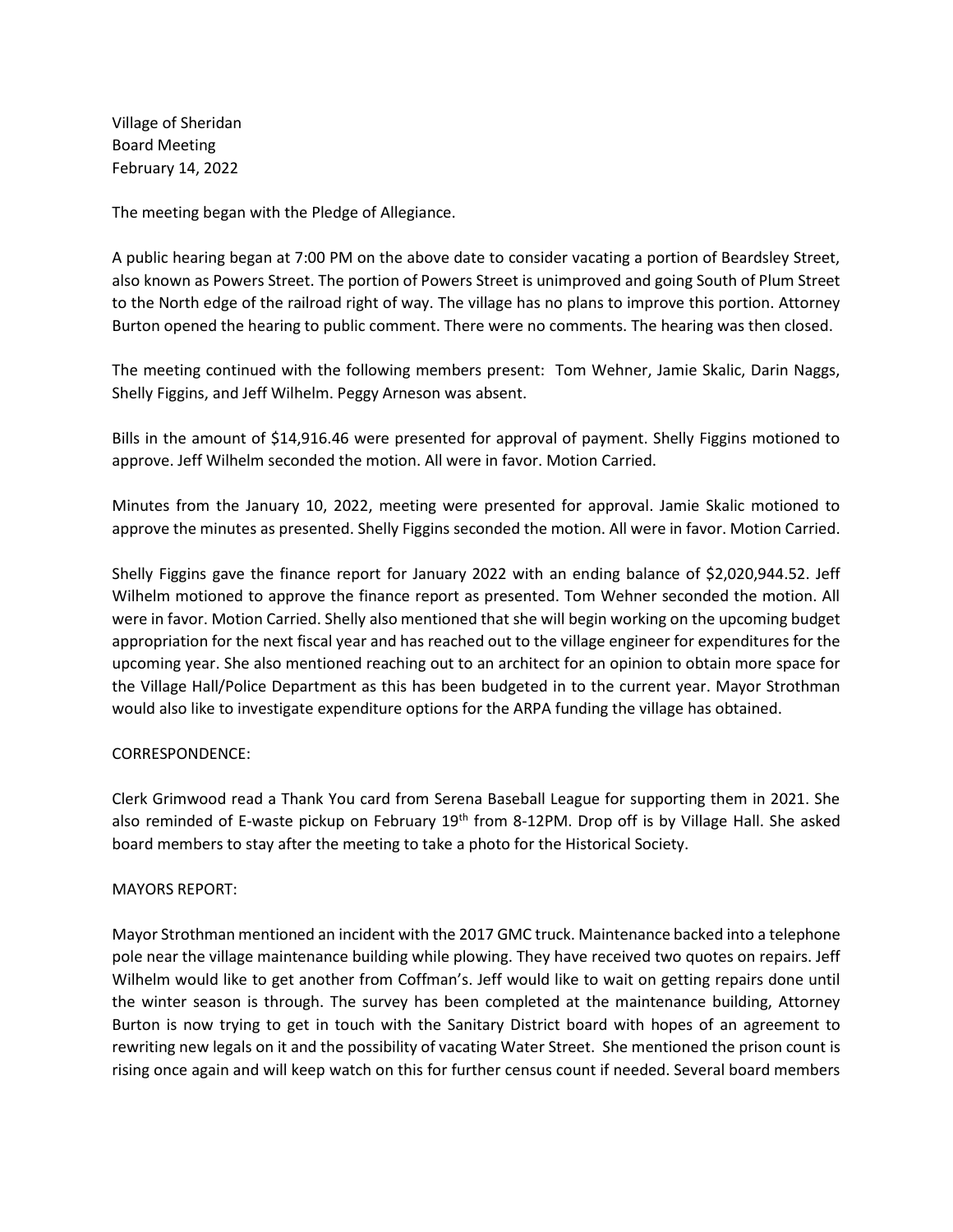Village of Sheridan
Board Meeting
February 14, 2022

The meeting began with the Pledge of Allegiance.

A public hearing began at 7:00 PM on the above date to consider vacating a portion of Beardsley Street, also known as Powers Street. The portion of Powers Street is unimproved and going South of Plum Street to the North edge of the railroad right of way. The village has no plans to improve this portion. Attorney Burton opened the hearing to public comment. There were no comments. The hearing was then closed.

The meeting continued with the following members present: Tom Wehner, Jamie Skalic, Darin Naggs, Shelly Figgins, and Jeff Wilhelm. Peggy Arneson was absent.

Bills in the amount of $14,916.46 were presented for approval of payment. Shelly Figgins motioned to approve. Jeff Wilhelm seconded the motion. All were in favor. Motion Carried.

Minutes from the January 10, 2022, meeting were presented for approval. Jamie Skalic motioned to approve the minutes as presented. Shelly Figgins seconded the motion. All were in favor. Motion Carried.

Shelly Figgins gave the finance report for January 2022 with an ending balance of $2,020,944.52. Jeff Wilhelm motioned to approve the finance report as presented. Tom Wehner seconded the motion. All were in favor. Motion Carried. Shelly also mentioned that she will begin working on the upcoming budget appropriation for the next fiscal year and has reached out to the village engineer for expenditures for the upcoming year. She also mentioned reaching out to an architect for an opinion to obtain more space for the Village Hall/Police Department as this has been budgeted in to the current year. Mayor Strothman would also like to investigate expenditure options for the ARPA funding the village has obtained.

CORRESPONDENCE:

Clerk Grimwood read a Thank You card from Serena Baseball League for supporting them in 2021. She also reminded of E-waste pickup on February 19th from 8-12PM. Drop off is by Village Hall. She asked board members to stay after the meeting to take a photo for the Historical Society.

MAYORS REPORT:

Mayor Strothman mentioned an incident with the 2017 GMC truck. Maintenance backed into a telephone pole near the village maintenance building while plowing. They have received two quotes on repairs. Jeff Wilhelm would like to get another from Coffman's. Jeff would like to wait on getting repairs done until the winter season is through. The survey has been completed at the maintenance building, Attorney Burton is now trying to get in touch with the Sanitary District board with hopes of an agreement to rewriting new legals on it and the possibility of vacating Water Street. She mentioned the prison count is rising once again and will keep watch on this for further census count if needed. Several board members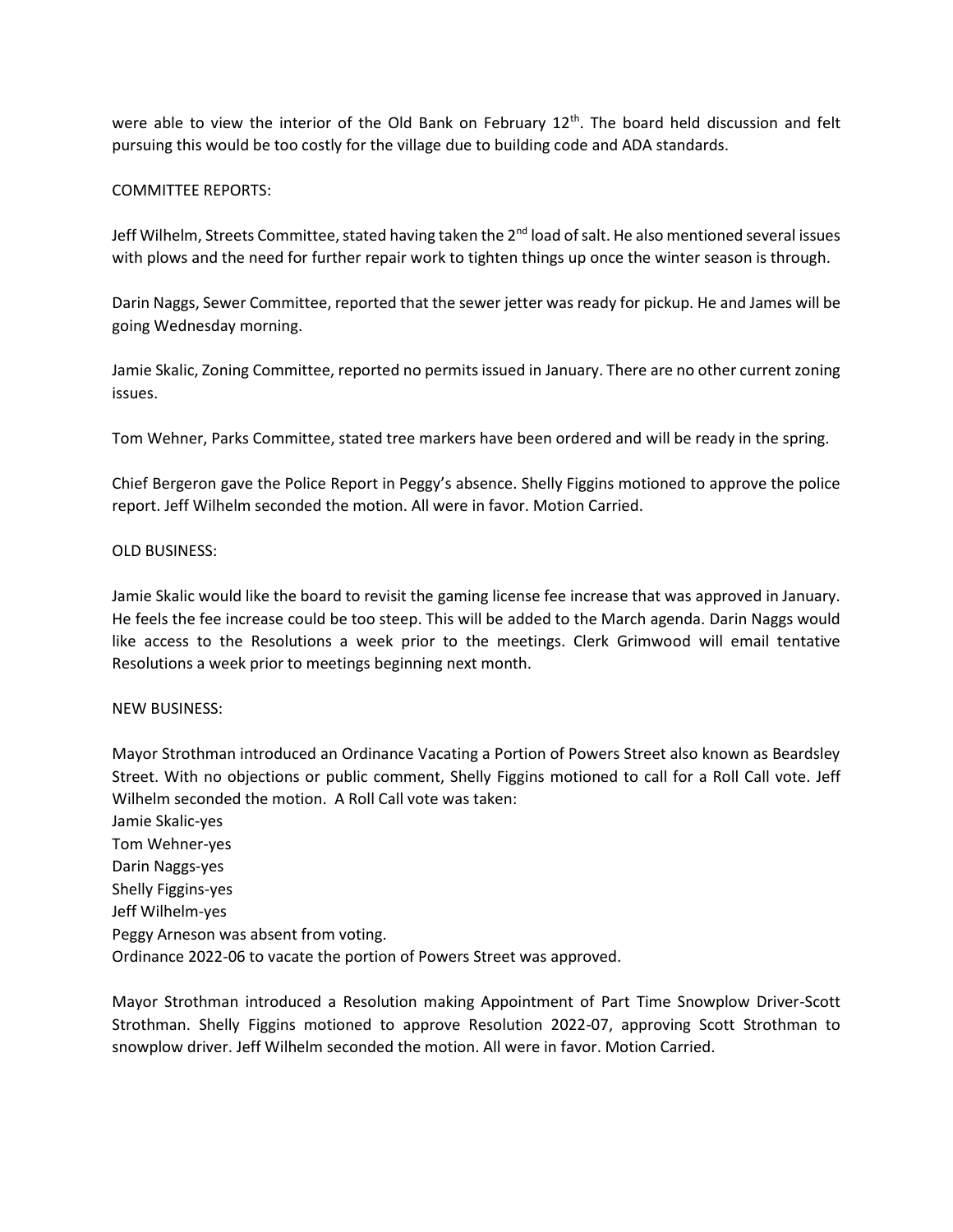were able to view the interior of the Old Bank on February 12th. The board held discussion and felt pursuing this would be too costly for the village due to building code and ADA standards.

COMMITTEE REPORTS:

Jeff Wilhelm, Streets Committee, stated having taken the 2nd load of salt. He also mentioned several issues with plows and the need for further repair work to tighten things up once the winter season is through.

Darin Naggs, Sewer Committee, reported that the sewer jetter was ready for pickup. He and James will be going Wednesday morning.

Jamie Skalic, Zoning Committee, reported no permits issued in January. There are no other current zoning issues.

Tom Wehner, Parks Committee, stated tree markers have been ordered and will be ready in the spring.

Chief Bergeron gave the Police Report in Peggy's absence. Shelly Figgins motioned to approve the police report. Jeff Wilhelm seconded the motion. All were in favor. Motion Carried.

OLD BUSINESS:

Jamie Skalic would like the board to revisit the gaming license fee increase that was approved in January. He feels the fee increase could be too steep. This will be added to the March agenda. Darin Naggs would like access to the Resolutions a week prior to the meetings. Clerk Grimwood will email tentative Resolutions a week prior to meetings beginning next month.

NEW BUSINESS:

Mayor Strothman introduced an Ordinance Vacating a Portion of Powers Street also known as Beardsley Street. With no objections or public comment, Shelly Figgins motioned to call for a Roll Call vote. Jeff Wilhelm seconded the motion. A Roll Call vote was taken:
Jamie Skalic-yes
Tom Wehner-yes
Darin Naggs-yes
Shelly Figgins-yes
Jeff Wilhelm-yes
Peggy Arneson was absent from voting.
Ordinance 2022-06 to vacate the portion of Powers Street was approved.

Mayor Strothman introduced a Resolution making Appointment of Part Time Snowplow Driver-Scott Strothman. Shelly Figgins motioned to approve Resolution 2022-07, approving Scott Strothman to snowplow driver. Jeff Wilhelm seconded the motion. All were in favor. Motion Carried.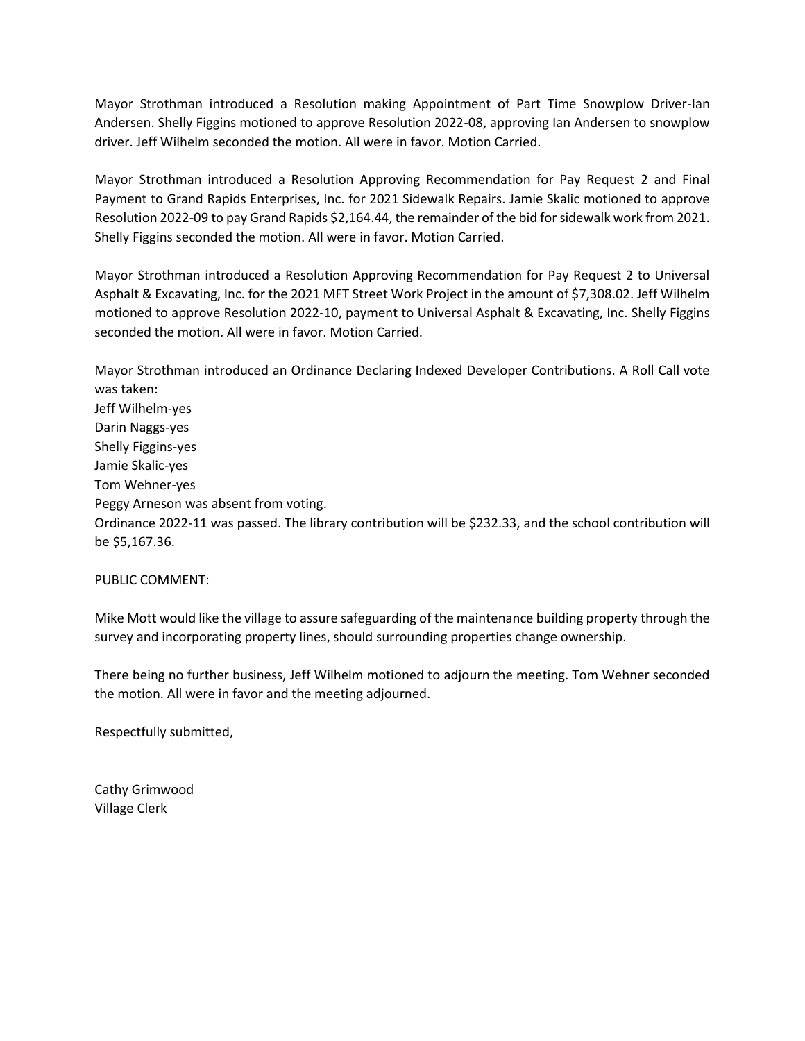Mayor Strothman introduced a Resolution making Appointment of Part Time Snowplow Driver-Ian Andersen. Shelly Figgins motioned to approve Resolution 2022-08, approving Ian Andersen to snowplow driver. Jeff Wilhelm seconded the motion. All were in favor. Motion Carried.

Mayor Strothman introduced a Resolution Approving Recommendation for Pay Request 2 and Final Payment to Grand Rapids Enterprises, Inc. for 2021 Sidewalk Repairs. Jamie Skalic motioned to approve Resolution 2022-09 to pay Grand Rapids $2,164.44, the remainder of the bid for sidewalk work from 2021. Shelly Figgins seconded the motion. All were in favor. Motion Carried.

Mayor Strothman introduced a Resolution Approving Recommendation for Pay Request 2 to Universal Asphalt & Excavating, Inc. for the 2021 MFT Street Work Project in the amount of $7,308.02. Jeff Wilhelm motioned to approve Resolution 2022-10, payment to Universal Asphalt & Excavating, Inc. Shelly Figgins seconded the motion. All were in favor. Motion Carried.

Mayor Strothman introduced an Ordinance Declaring Indexed Developer Contributions. A Roll Call vote was taken:
Jeff Wilhelm-yes
Darin Naggs-yes
Shelly Figgins-yes
Jamie Skalic-yes
Tom Wehner-yes
Peggy Arneson was absent from voting.
Ordinance 2022-11 was passed. The library contribution will be $232.33, and the school contribution will be $5,167.36.

PUBLIC COMMENT:

Mike Mott would like the village to assure safeguarding of the maintenance building property through the survey and incorporating property lines, should surrounding properties change ownership.

There being no further business, Jeff Wilhelm motioned to adjourn the meeting. Tom Wehner seconded the motion. All were in favor and the meeting adjourned.

Respectfully submitted,

Cathy Grimwood
Village Clerk